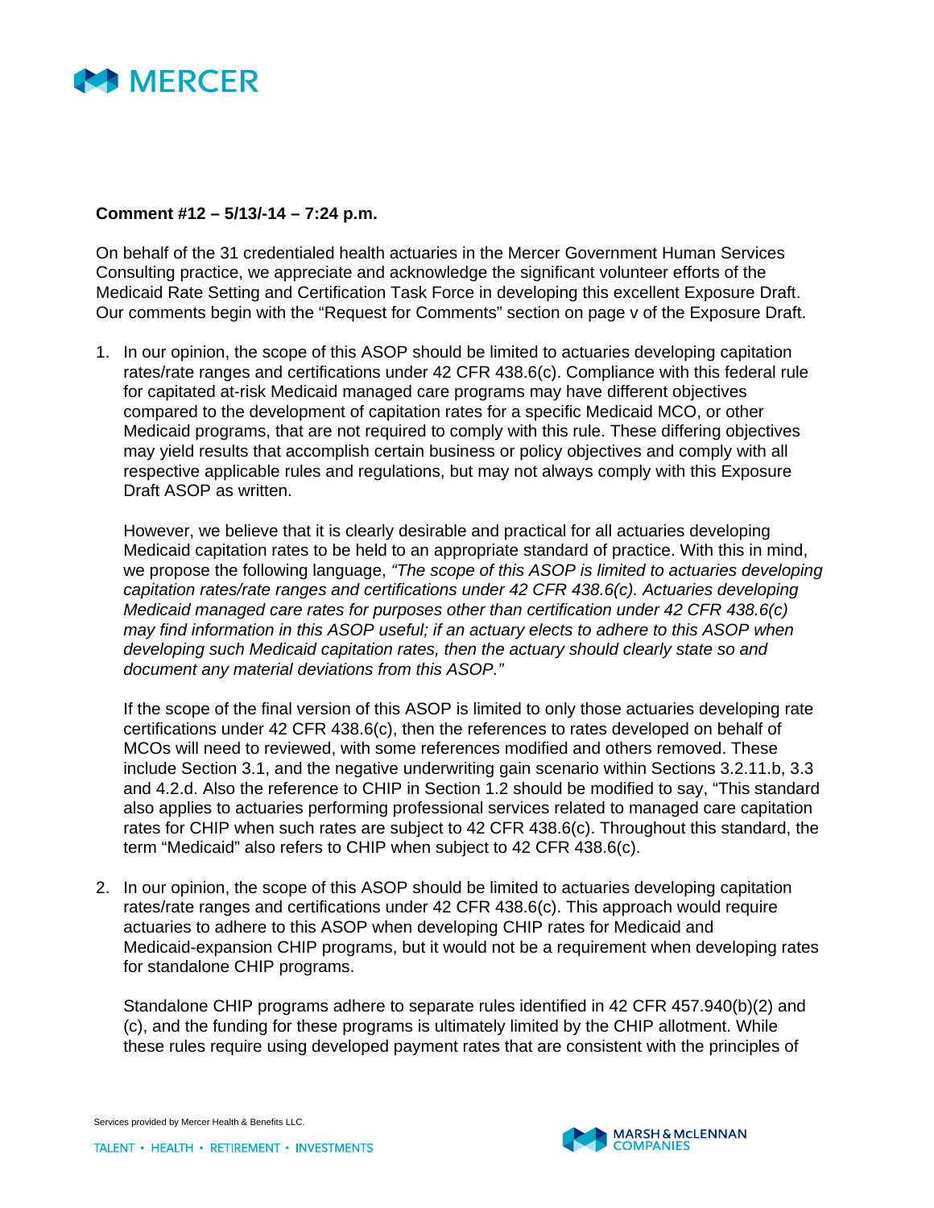**Comment #12 – 5/13/-14 – 7:24 p.m.**

On behalf of the 31 credentialed health actuaries in the Mercer Government Human Services Consulting practice, we appreciate and acknowledge the significant volunteer efforts of the Medicaid Rate Setting and Certification Task Force in developing this excellent Exposure Draft. Our comments begin with the "Request for Comments" section on page v of the Exposure Draft.

1. In our opinion, the scope of this ASOP should be limited to actuaries developing capitation rates/rate ranges and certifications under 42 CFR 438.6(c). Compliance with this federal rule for capitated at-risk Medicaid managed care programs may have different objectives compared to the development of capitation rates for a specific Medicaid MCO, or other Medicaid programs, that are not required to comply with this rule. These differing objectives may yield results that accomplish certain business or policy objectives and comply with all respective applicable rules and regulations, but may not always comply with this Exposure Draft ASOP as written.

   However, we believe that it is clearly desirable and practical for all actuaries developing Medicaid capitation rates to be held to an appropriate standard of practice. With this in mind, we propose the following language, *"The scope of this ASOP is limited to actuaries developing capitation rates/rate ranges and certifications under 42 CFR 438.6(c). Actuaries developing Medicaid managed care rates for purposes other than certification under 42 CFR 438.6(c) may find information in this ASOP useful; if an actuary elects to adhere to this ASOP when developing such Medicaid capitation rates, then the actuary should clearly state so and document any material deviations from this ASOP."*

   If the scope of the final version of this ASOP is limited to only those actuaries developing rate certifications under 42 CFR 438.6(c), then the references to rates developed on behalf of MCOs will need to reviewed, with some references modified and others removed. These include Section 3.1, and the negative underwriting gain scenario within Sections 3.2.11.b, 3.3 and 4.2.d. Also the reference to CHIP in Section 1.2 should be modified to say, "This standard also applies to actuaries performing professional services related to managed care capitation rates for CHIP when such rates are subject to 42 CFR 438.6(c). Throughout this standard, the term "Medicaid" also refers to CHIP when subject to 42 CFR 438.6(c).

2. In our opinion, the scope of this ASOP should be limited to actuaries developing capitation rates/rate ranges and certifications under 42 CFR 438.6(c). This approach would require actuaries to adhere to this ASOP when developing CHIP rates for Medicaid and Medicaid-expansion CHIP programs, but it would not be a requirement when developing rates for standalone CHIP programs.

   Standalone CHIP programs adhere to separate rules identified in 42 CFR 457.940(b)(2) and (c), and the funding for these programs is ultimately limited by the CHIP allotment. While these rules require using developed payment rates that are consistent with the principles of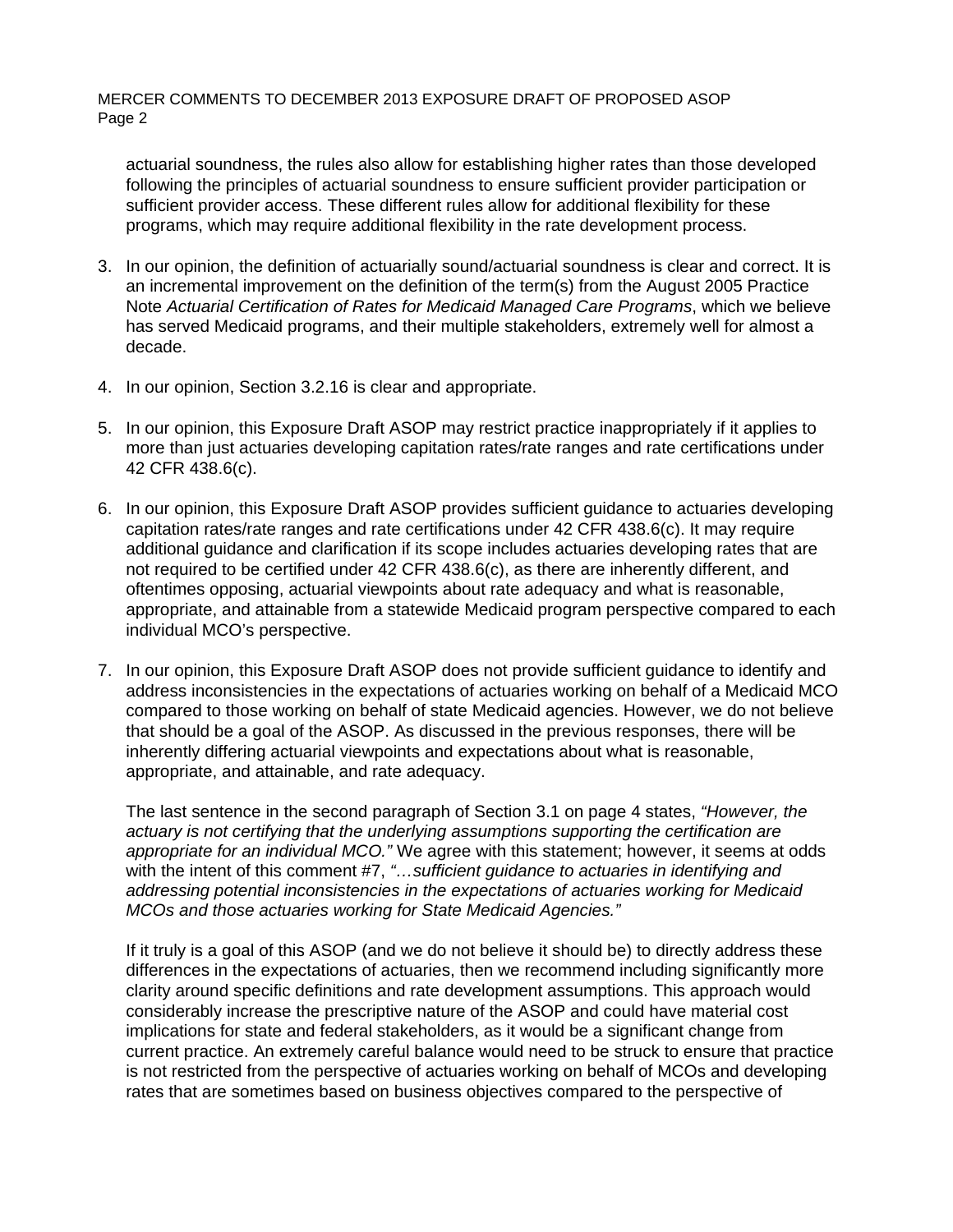actuarial soundness, the rules also allow for establishing higher rates than those developed following the principles of actuarial soundness to ensure sufficient provider participation or sufficient provider access. These different rules allow for additional flexibility for these programs, which may require additional flexibility in the rate development process.

3. In our opinion, the definition of actuarially sound/actuarial soundness is clear and correct. It is an incremental improvement on the definition of the term(s) from the August 2005 Practice Note *Actuarial Certification of Rates for Medicaid Managed Care Programs*, which we believe has served Medicaid programs, and their multiple stakeholders, extremely well for almost a decade.

4. In our opinion, Section 3.2.16 is clear and appropriate.

5. In our opinion, this Exposure Draft ASOP may restrict practice inappropriately if it applies to more than just actuaries developing capitation rates/rate ranges and rate certifications under 42 CFR 438.6(c).

6. In our opinion, this Exposure Draft ASOP provides sufficient guidance to actuaries developing capitation rates/rate ranges and rate certifications under 42 CFR 438.6(c). It may require additional guidance and clarification if its scope includes actuaries developing rates that are not required to be certified under 42 CFR 438.6(c), as there are inherently different, and oftentimes opposing, actuarial viewpoints about rate adequacy and what is reasonable, appropriate, and attainable from a statewide Medicaid program perspective compared to each individual MCO's perspective.

7. In our opinion, this Exposure Draft ASOP does not provide sufficient guidance to identify and address inconsistencies in the expectations of actuaries working on behalf of a Medicaid MCO compared to those working on behalf of state Medicaid agencies. However, we do not believe that should be a goal of the ASOP. As discussed in the previous responses, there will be inherently differing actuarial viewpoints and expectations about what is reasonable, appropriate, and attainable, and rate adequacy.

   The last sentence in the second paragraph of Section 3.1 on page 4 states, *"However, the actuary is not certifying that the underlying assumptions supporting the certification are appropriate for an individual MCO."* We agree with this statement; however, it seems at odds with the intent of this comment #7, *"…sufficient guidance to actuaries in identifying and addressing potential inconsistencies in the expectations of actuaries working for Medicaid MCOs and those actuaries working for State Medicaid Agencies."*

   If it truly is a goal of this ASOP (and we do not believe it should be) to directly address these differences in the expectations of actuaries, then we recommend including significantly more clarity around specific definitions and rate development assumptions. This approach would considerably increase the prescriptive nature of the ASOP and could have material cost implications for state and federal stakeholders, as it would be a significant change from current practice. An extremely careful balance would need to be struck to ensure that practice is not restricted from the perspective of actuaries working on behalf of MCOs and developing rates that are sometimes based on business objectives compared to the perspective of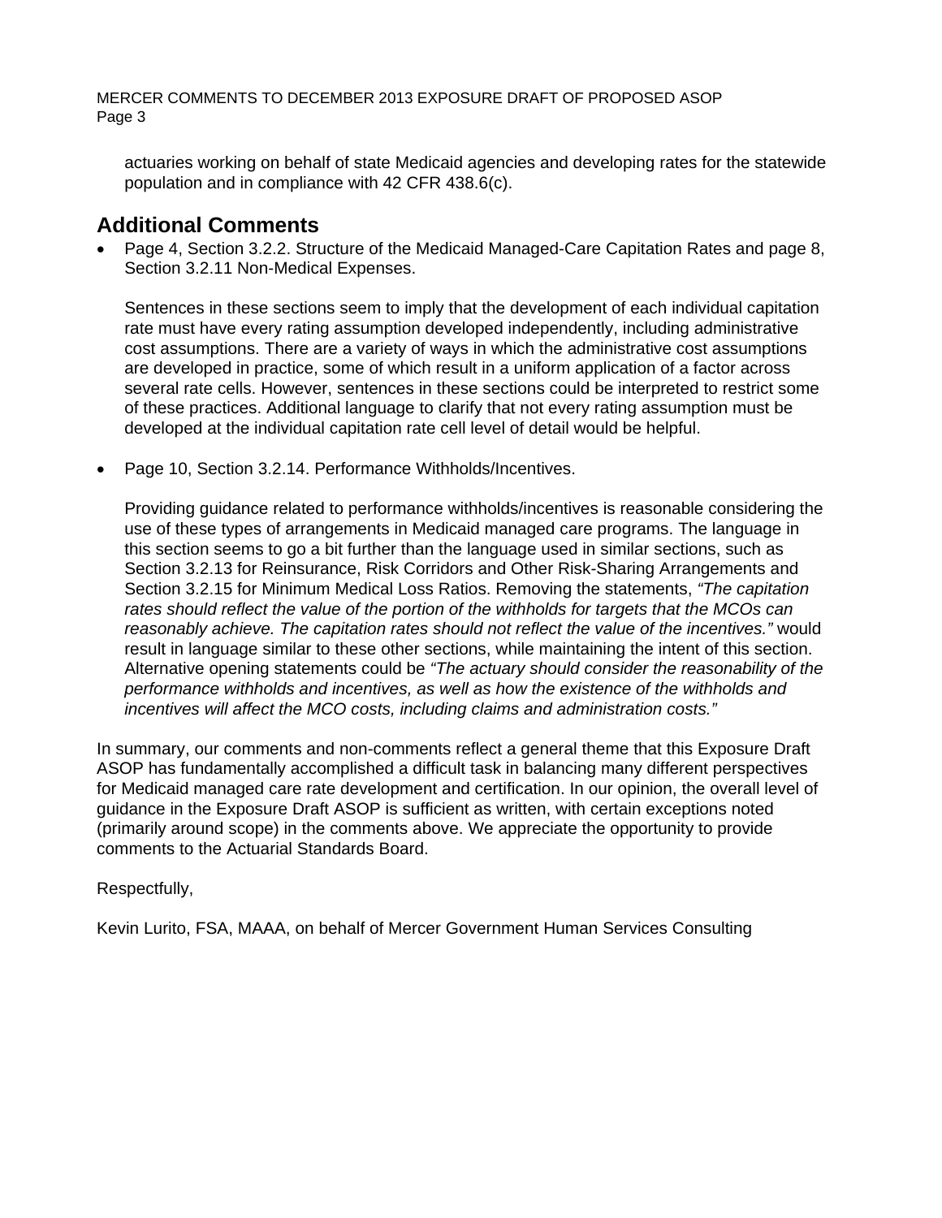actuaries working on behalf of state Medicaid agencies and developing rates for the statewide population and in compliance with 42 CFR 438.6(c).

## Additional Comments

- Page 4, Section 3.2.2. Structure of the Medicaid Managed-Care Capitation Rates and page 8, Section 3.2.11 Non-Medical Expenses.

  Sentences in these sections seem to imply that the development of each individual capitation rate must have every rating assumption developed independently, including administrative cost assumptions. There are a variety of ways in which the administrative cost assumptions are developed in practice, some of which result in a uniform application of a factor across several rate cells. However, sentences in these sections could be interpreted to restrict some of these practices. Additional language to clarify that not every rating assumption must be developed at the individual capitation rate cell level of detail would be helpful.

- Page 10, Section 3.2.14. Performance Withholds/Incentives.

  Providing guidance related to performance withholds/incentives is reasonable considering the use of these types of arrangements in Medicaid managed care programs. The language in this section seems to go a bit further than the language used in similar sections, such as Section 3.2.13 for Reinsurance, Risk Corridors and Other Risk-Sharing Arrangements and Section 3.2.15 for Minimum Medical Loss Ratios. Removing the statements, *"The capitation rates should reflect the value of the portion of the withholds for targets that the MCOs can reasonably achieve. The capitation rates should not reflect the value of the incentives."* would result in language similar to these other sections, while maintaining the intent of this section. Alternative opening statements could be *"The actuary should consider the reasonability of the performance withholds and incentives, as well as how the existence of the withholds and incentives will affect the MCO costs, including claims and administration costs."*

In summary, our comments and non-comments reflect a general theme that this Exposure Draft ASOP has fundamentally accomplished a difficult task in balancing many different perspectives for Medicaid managed care rate development and certification. In our opinion, the overall level of guidance in the Exposure Draft ASOP is sufficient as written, with certain exceptions noted (primarily around scope) in the comments above. We appreciate the opportunity to provide comments to the Actuarial Standards Board.

Respectfully,

Kevin Lurito, FSA, MAAA, on behalf of Mercer Government Human Services Consulting